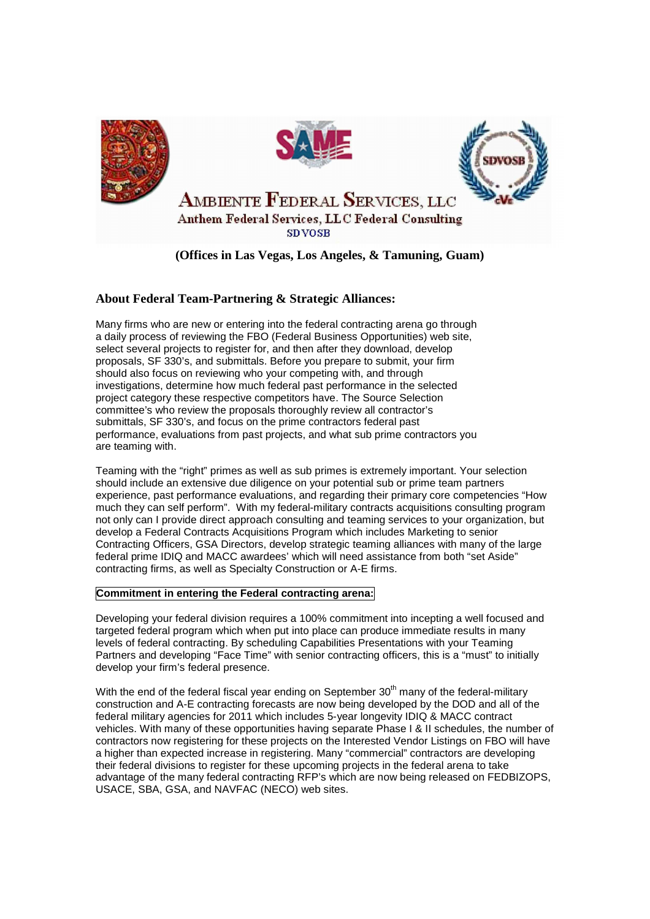# AMBIENTE FEDERAL SERVICES, LLC

Anthem Federal Services, LLC Federal Consulting

SDVOSB

**(Offices in Las Vegas, Los Angeles, & Tamuning, Guam)**

## About Federal Team-Partnering & Strategic Alliances:

Many firms who are new or entering into the federal contracting arena go through a daily process of reviewing the FBO (Federal Business Opportunities) web site, select several projects to register for, and then after they download, develop proposals, SF 330's, and submittals. Before you prepare to submit, your firm should also focus on reviewing who your competing with, and through investigations, determine how much federal past performance in the selected project category these respective competitors have. The Source Selection committee's who review the proposals thoroughly review all contractor's submittals, SF 330's, and focus on the prime contractors federal past performance, evaluations from past projects, and what sub prime contractors you are teaming with.

Teaming with the "right" primes as well as sub primes is extremely important. Your selection should include an extensive due diligence on your potential sub or prime team partners experience, past performance evaluations, and regarding their primary core competencies "How much they can self perform". With my federal-military contracts acquisitions consulting program not only can I provide direct approach consulting and teaming services to your organization, but develop a Federal Contracts Acquisitions Program which includes Marketing to senior Contracting Officers, GSA Directors, develop strategic teaming alliances with many of the large federal prime IDIQ and MACC awardees' which will need assistance from both "set Aside" contracting firms, as well as Specialty Construction or A-E firms.

**Commitment in entering the Federal contracting arena:**

Developing your federal division requires a 100% commitment into incepting a well focused and targeted federal program which when put into place can produce immediate results in many levels of federal contracting. By scheduling Capabilities Presentations with your Teaming Partners and developing "Face Time" with senior contracting officers, this is a "must" to initially develop your firm's federal presence.

With the end of the federal fiscal year ending on September 30th many of the federal-military construction and A-E contracting forecasts are now being developed by the DOD and all of the federal military agencies for 2011 which includes 5-year longevity IDIQ & MACC contract vehicles. With many of these opportunities having separate Phase I & II schedules, the number of contractors now registering for these projects on the Interested Vendor Listings on FBO will have a higher than expected increase in registering. Many "commercial" contractors are developing their federal divisions to register for these upcoming projects in the federal arena to take advantage of the many federal contracting RFP's which are now being released on FEDBIZOPS, USACE, SBA, GSA, and NAVFAC (NECO) web sites.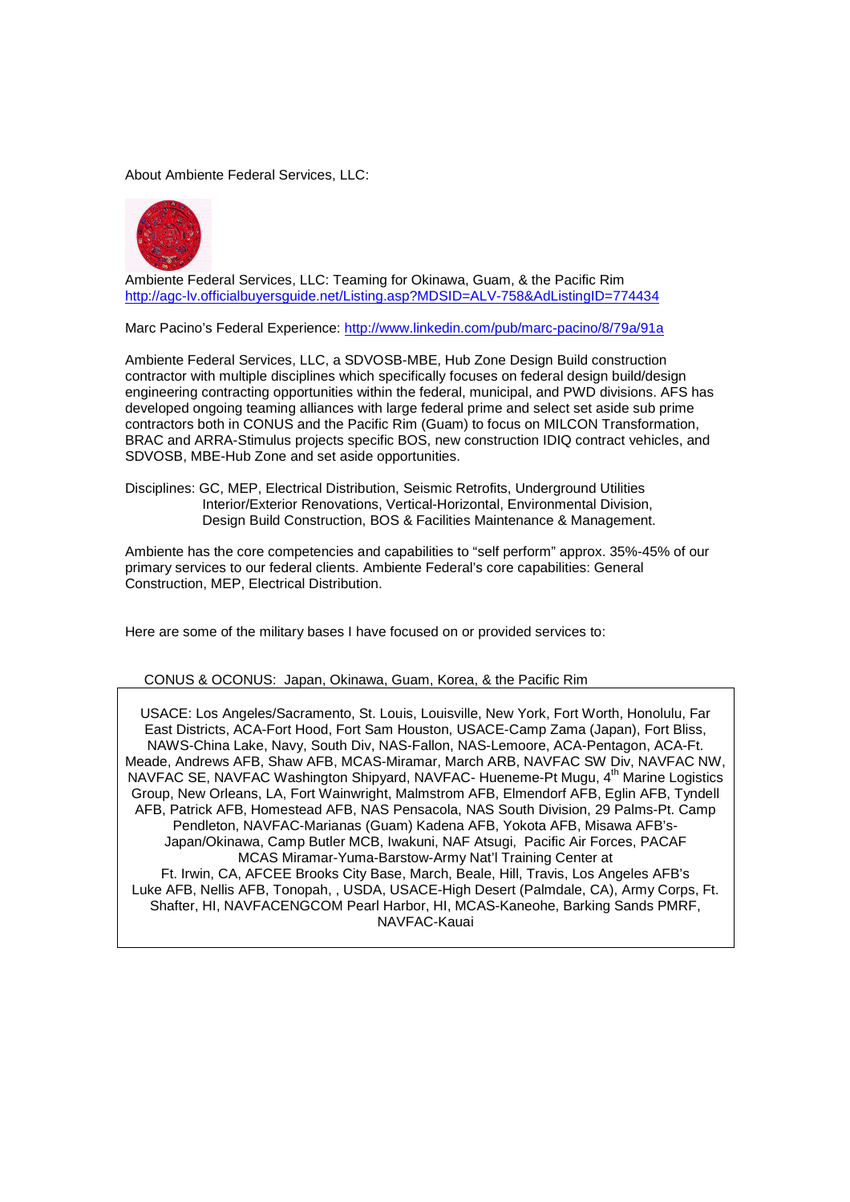About Ambiente Federal Services, LLC:

Ambiente Federal Services, LLC: Teaming for Okinawa, Guam, & the Pacific Rim
http://agc-lv.officialbuyersguide.net/Listing.asp?MDSID=ALV-758&AdListingID=774434

Marc Pacino's Federal Experience: http://www.linkedin.com/pub/marc-pacino/8/79a/91a

Ambiente Federal Services, LLC, a SDVOSB-MBE, Hub Zone Design Build construction contractor with multiple disciplines which specifically focuses on federal design build/design engineering contracting opportunities within the federal, municipal, and PWD divisions. AFS has developed ongoing teaming alliances with large federal prime and select set aside sub prime contractors both in CONUS and the Pacific Rim (Guam) to focus on MILCON Transformation, BRAC and ARRA-Stimulus projects specific BOS, new construction IDIQ contract vehicles, and SDVOSB, MBE-Hub Zone and set aside opportunities.

Disciplines: GC, MEP, Electrical Distribution, Seismic Retrofits, Underground Utilities
Interior/Exterior Renovations, Vertical-Horizontal, Environmental Division,
Design Build Construction, BOS & Facilities Maintenance & Management.

Ambiente has the core competencies and capabilities to "self perform" approx. 35%-45% of our primary services to our federal clients. Ambiente Federal's core capabilities: General Construction, MEP, Electrical Distribution.

Here are some of the military bases I have focused on or provided services to:

CONUS & OCONUS: Japan, Okinawa, Guam, Korea, & the Pacific Rim

USACE: Los Angeles/Sacramento, St. Louis, Louisville, New York, Fort Worth, Honolulu, Far East Districts, ACA-Fort Hood, Fort Sam Houston, USACE-Camp Zama (Japan), Fort Bliss, NAWS-China Lake, Navy, South Div, NAS-Fallon, NAS-Lemoore, ACA-Pentagon, ACA-Ft. Meade, Andrews AFB, Shaw AFB, MCAS-Miramar, March ARB, NAVFAC SW Div, NAVFAC NW, NAVFAC SE, NAVFAC Washington Shipyard, NAVFAC- Hueneme-Pt Mugu, 4th Marine Logistics Group, New Orleans, LA, Fort Wainwright, Malmstrom AFB, Elmendorf AFB, Eglin AFB, Tyndell AFB, Patrick AFB, Homestead AFB, NAS Pensacola, NAS South Division, 29 Palms-Pt. Camp Pendleton, NAVFAC-Marianas (Guam) Kadena AFB, Yokota AFB, Misawa AFB's-Japan/Okinawa, Camp Butler MCB, Iwakuni, NAF Atsugi, Pacific Air Forces, PACAF MCAS Miramar-Yuma-Barstow-Army Nat'l Training Center at Ft. Irwin, CA, AFCEE Brooks City Base, March, Beale, Hill, Travis, Los Angeles AFB's Luke AFB, Nellis AFB, Tonopah, , USDA, USACE-High Desert (Palmdale, CA), Army Corps, Ft. Shafter, HI, NAVFACENGCOM Pearl Harbor, HI, MCAS-Kaneohe, Barking Sands PMRF, NAVFAC-Kauai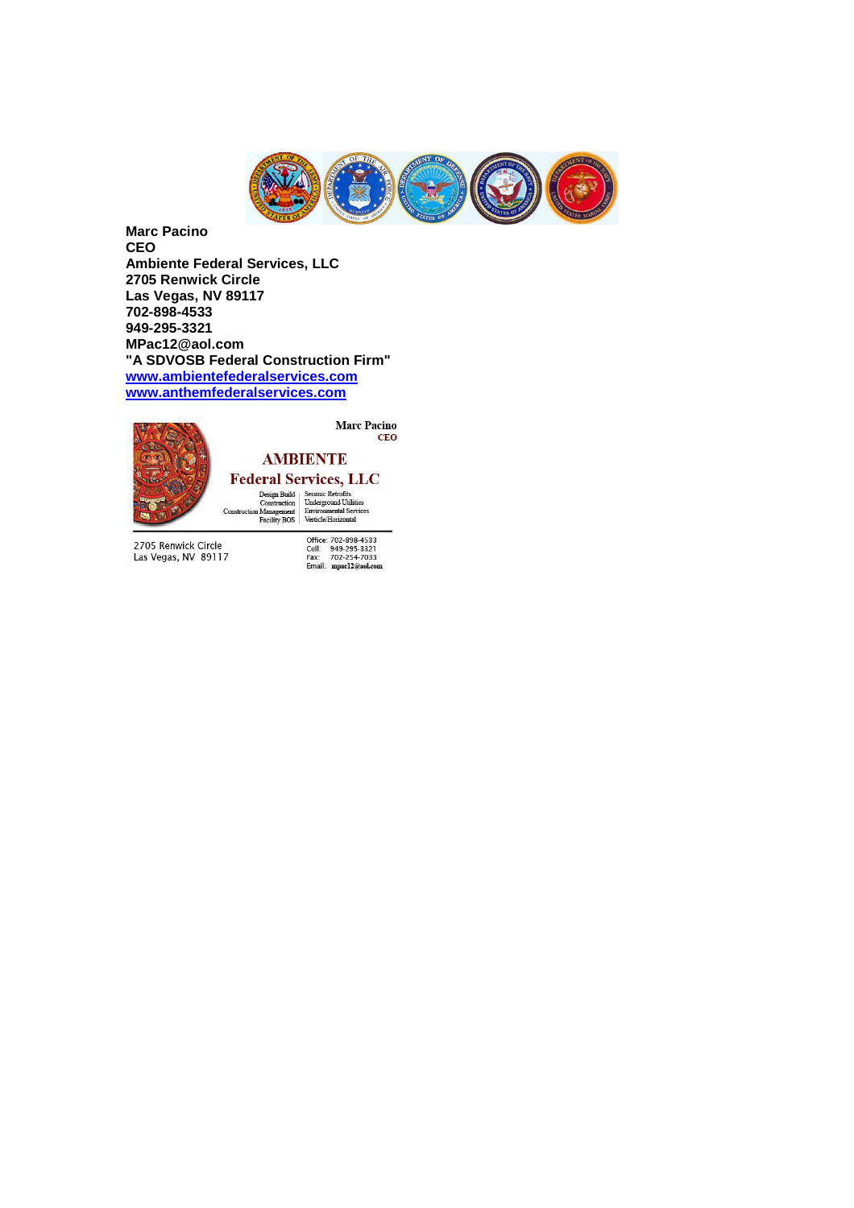**Marc Pacino**
**CEO**
**Ambiente Federal Services, LLC**
**2705 Renwick Circle**
**Las Vegas, NV 89117**
**702-898-4533**
**949-295-3321**
**MPac12@aol.com**
**"A SDVOSB Federal Construction Firm"**
**[www.ambientefederalservices.com](http://www.ambientefederalservices.com)**
**[www.anthemfederalservices.com](http://www.anthemfederalservices.com)**

Marc Pacino
CEO

AMBIENTE
Federal Services, LLC

Design Build | Seismic Retrofits
Construction | Underground Utilities
Construction Management | Environmental Services
Facility BOS | Verticle/Horizontal

2705 Renwick Circle
Las Vegas, NV 89117

Office: 702-898-4533
Cell: 949-295-3321
Fax: 702-254-7033
Email: mpac12@aol.com